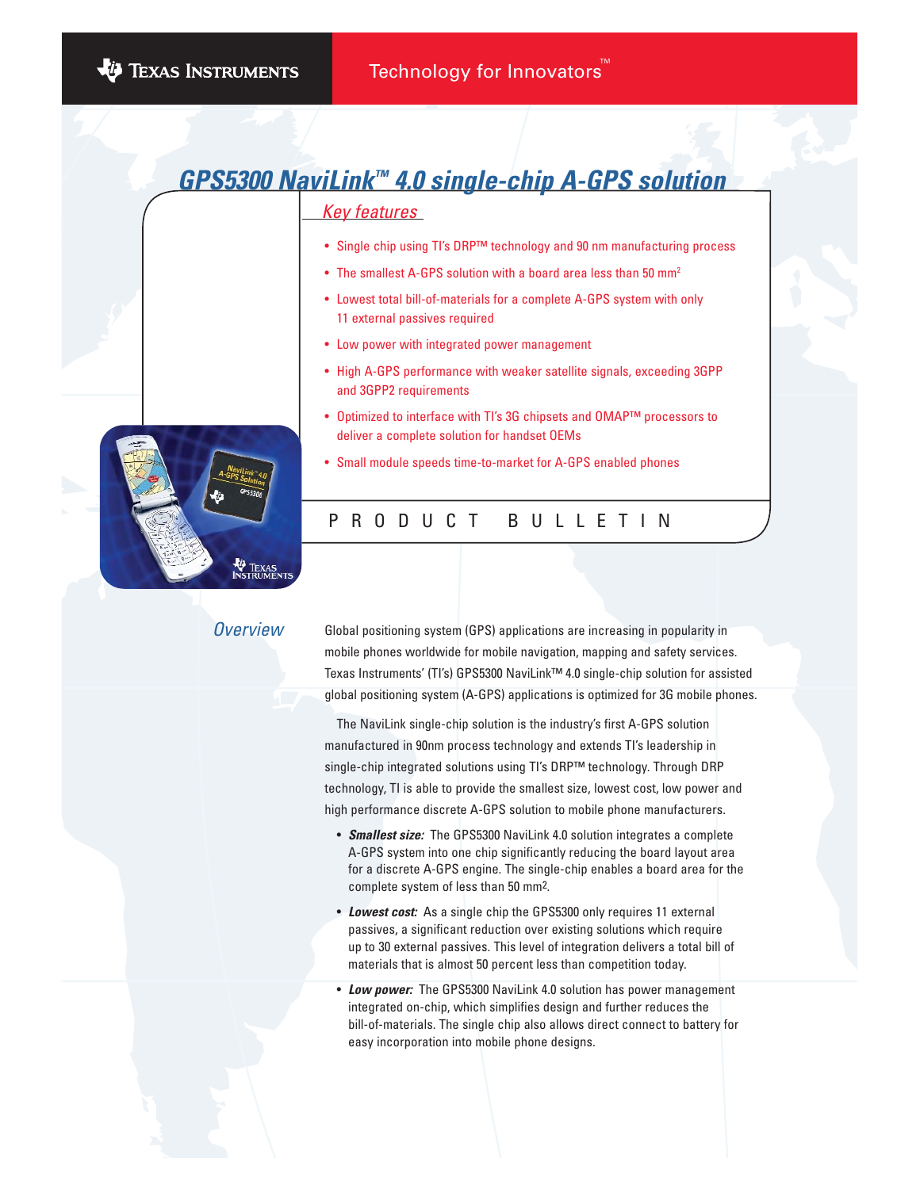# GPS5300 NaviLink™ 4.0 single-chip A-GPS solution

## Key features

- Single chip using TI's DRP™ technology and 90 nm manufacturing process
- The smallest A-GPS solution with a board area less than 50 mm$^2$
- Lowest total bill-of-materials for a complete A-GPS system with only 11 external passives required
- Low power with integrated power management
- High A-GPS performance with weaker satellite signals, exceeding 3GPP and 3GPP2 requirements
- Optimized to interface with TI's 3G chipsets and OMAP™ processors to deliver a complete solution for handset OEMs
- Small module speeds time-to-market for A-GPS enabled phones

PRODUCT BULLETIN

## Overview

Global positioning system (GPS) applications are increasing in popularity in mobile phones worldwide for mobile navigation, mapping and safety services. Texas Instruments' (TI's) GPS5300 NaviLink™ 4.0 single-chip solution for assisted global positioning system (A-GPS) applications is optimized for 3G mobile phones.

The NaviLink single-chip solution is the industry's first A-GPS solution manufactured in 90nm process technology and extends TI's leadership in single-chip integrated solutions using TI's DRP™ technology. Through DRP technology, TI is able to provide the smallest size, lowest cost, low power and high performance discrete A-GPS solution to mobile phone manufacturers.

- ***Smallest size:*** The GPS5300 NaviLink 4.0 solution integrates a complete A-GPS system into one chip significantly reducing the board layout area for a discrete A-GPS engine. The single-chip enables a board area for the complete system of less than 50 mm$^2$.
- ***Lowest cost:*** As a single chip the GPS5300 only requires 11 external passives, a significant reduction over existing solutions which require up to 30 external passives. This level of integration delivers a total bill of materials that is almost 50 percent less than competition today.
- ***Low power:*** The GPS5300 NaviLink 4.0 solution has power management integrated on-chip, which simplifies design and further reduces the bill-of-materials. The single chip also allows direct connect to battery for easy incorporation into mobile phone designs.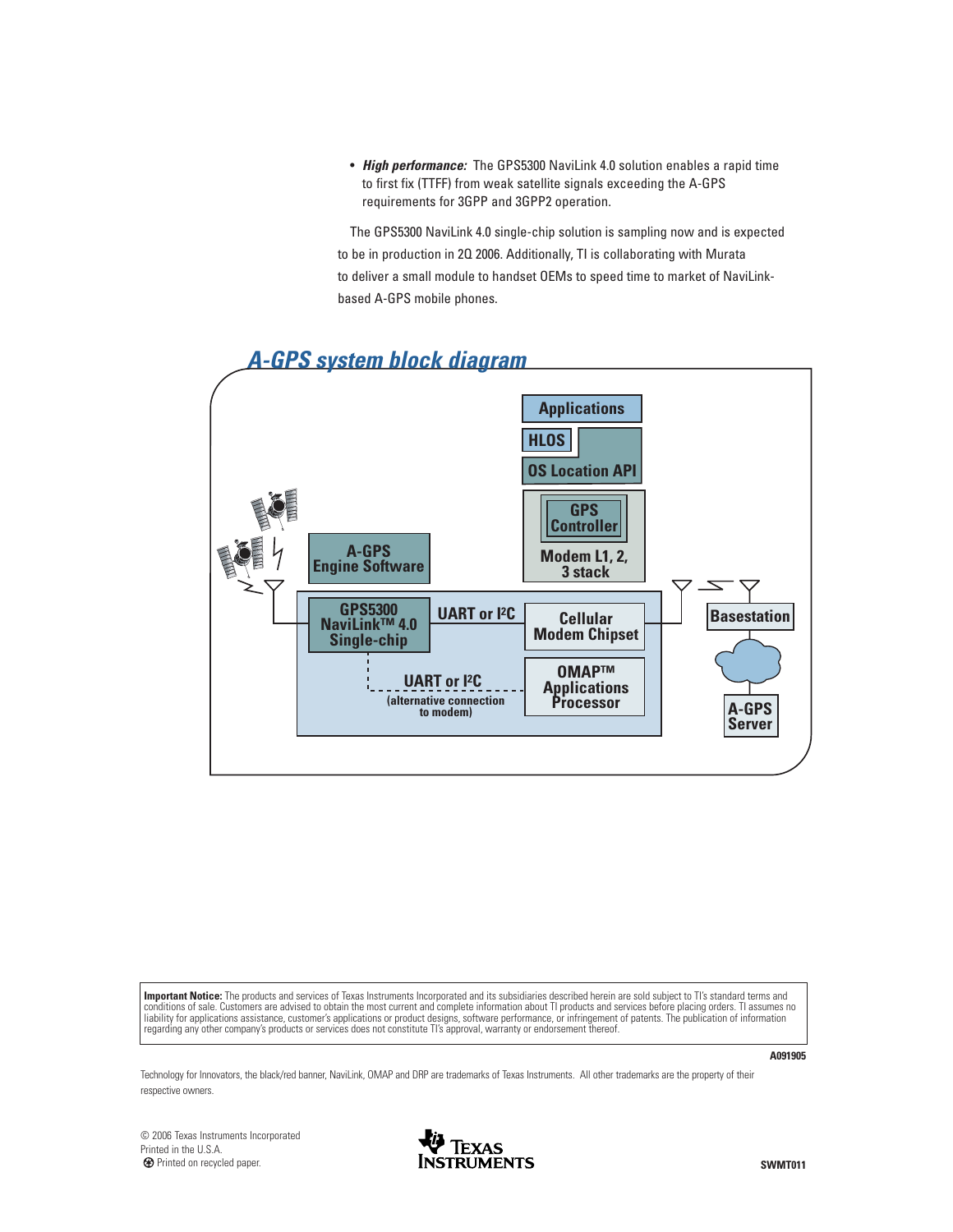- ***High performance:*** The GPS5300 NaviLink 4.0 solution enables a rapid time to first fix (TTFF) from weak satellite signals exceeding the A-GPS requirements for 3GPP and 3GPP2 operation.

The GPS5300 NaviLink 4.0 single-chip solution is sampling now and is expected to be in production in 2Q 2006. Additionally, TI is collaborating with Murata to deliver a small module to handset OEMs to speed time to market of NaviLink-based A-GPS mobile phones.

## A-GPS system block diagram

Applications
HLOS
OS Location API
GPS Controller
Modem L1, 2, 3 stack
A-GPS Engine Software
GPS5300 NaviLink™ 4.0 Single-chip
UART or I²C
Cellular Modem Chipset
UART or I²C
(alternative connection to modem)
OMAP™ Applications Processor
Basestation
A-GPS Server

**Important Notice:** The products and services of Texas Instruments Incorporated and its subsidiaries described herein are sold subject to TI's standard terms and conditions of sale. Customers are advised to obtain the most current and complete information about TI products and services before placing orders. TI assumes no liability for applications assistance, customer's applications or product designs, software performance, or infringement of patents. The publication of information regarding any other company's products or services does not constitute TI's approval, warranty or endorsement thereof.

A091905

Technology for Innovators, the black/red banner, NaviLink, OMAP and DRP are trademarks of Texas Instruments. All other trademarks are the property of their respective owners.

© 2006 Texas Instruments Incorporated
Printed in the U.S.A.
Printed on recycled paper.

Texas Instruments

SWMT011